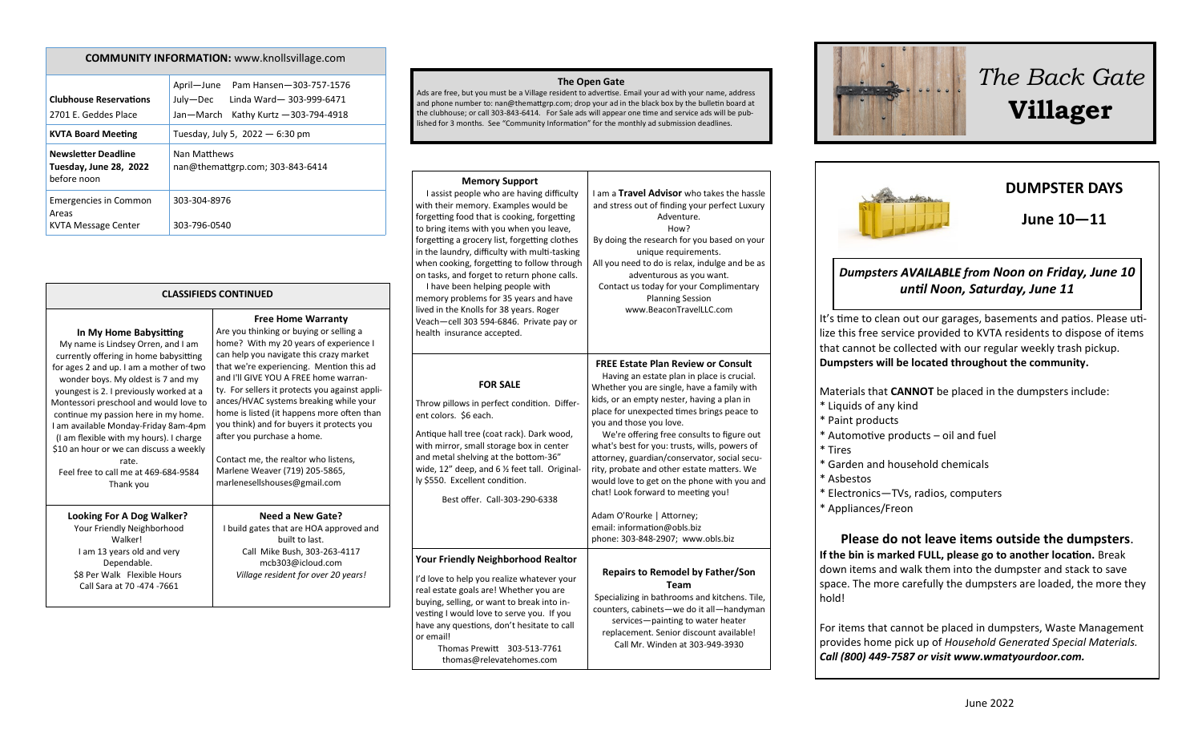**COMMUNITY INFORMATION:** www.knollsvillage.com

| | |
|---|---|
| **Clubhouse Reservations** 2701 E. Geddes Place | April—June Pam Hansen—303-757-1576<br>July—Dec Linda Ward— 303-999-6471<br>Jan—March Kathy Kurtz —303-794-4918 |
| **KVTA Board Meeting** | Tuesday, July 5, 2022 — 6:30 pm |
| **Newsletter Deadline Tuesday, June 28, 2022** before noon | Nan Matthews<br>nan@themattgrp.com; 303-843-6414 |
| Emergencies in Common Areas<br>KVTA Message Center | 303-304-8976<br><br>303-796-0540 |

## CLASSIFIEDS CONTINUED

**In My Home Babysitting**

My name is Lindsey Orren, and I am currently offering in home babysitting for ages 2 and up. I am a mother of two wonder boys. My oldest is 7 and my youngest is 2. I previously worked at a Montessori preschool and would love to continue my passion here in my home. I am available Monday-Friday 8am-4pm (I am flexible with my hours). I charge $10 an hour or we can discuss a weekly rate.

Feel free to call me at 469-684-9584

Thank you

**Free Home Warranty**

Are you thinking or buying or selling a home? With my 20 years of experience I can help you navigate this crazy market that we're experiencing. Mention this ad and I'll GIVE YOU A FREE home warranty. For sellers it protects you against appliances/HVAC systems breaking while your home is listed (it happens more often than you think) and for buyers it protects you after you purchase a home.

Contact me, the realtor who listens, Marlene Weaver (719) 205-5865, marlenesellshouses@gmail.com

**Looking For A Dog Walker?**

Your Friendly Neighborhood Walker!

I am 13 years old and very Dependable.

$8 Per Walk Flexible Hours

Call Sara at 70 -474 -7661

**Need a New Gate?**

I build gates that are HOA approved and built to last.

Call Mike Bush, 303-263-4117

mcb303@icloud.com

*Village resident for over 20 years!*

## The Open Gate

Ads are free, but you must be a Village resident to advertise. Email your ad with your name, address and phone number to: nan@themattgrp.com; drop your ad in the black box by the bulletin board at the clubhouse; or call 303-843-6414. For Sale ads will appear one time and service ads will be published for 3 months. See "Community Information" for the monthly ad submission deadlines.

**Memory Support**

I assist people who are having difficulty with their memory. Examples would be forgetting food that is cooking, forgetting to bring items with you when you leave, forgetting a grocery list, forgetting clothes in the laundry, difficulty with multi-tasking when cooking, forgetting to follow through on tasks, and forget to return phone calls.

I have been helping people with memory problems for 35 years and have lived in the Knolls for 38 years. Roger Veach—cell 303 594-6846. Private pay or health insurance accepted.

I am a **Travel Advisor** who takes the hassle and stress out of finding your perfect Luxury Adventure.

How?

By doing the research for you based on your unique requirements.

All you need to do is relax, indulge and be as adventurous as you want.

Contact us today for your Complimentary Planning Session

www.BeaconTravelLLC.com

**FOR SALE**

Throw pillows in perfect condition. Different colors. $6 each.

Antique hall tree (coat rack). Dark wood, with mirror, small storage box in center and metal shelving at the bottom-36" wide, 12" deep, and 6 ½ feet tall. Originally $550. Excellent condition.

Best offer. Call-303-290-6338

**FREE Estate Plan Review or Consult**

Having an estate plan in place is crucial. Whether you are single, have a family with kids, or an empty nester, having a plan in place for unexpected times brings peace to you and those you love.

We're offering free consults to figure out what's best for you: trusts, wills, powers of attorney, guardian/conservator, social security, probate and other estate matters. We would love to get on the phone with you and chat! Look forward to meeting you!

Adam O'Rourke | Attorney;
email: information@obls.biz
phone: 303-848-2907; www.obls.biz

**Your Friendly Neighborhood Realtor**

I'd love to help you realize whatever your real estate goals are! Whether you are buying, selling, or want to break into investing I would love to serve you. If you have any questions, don't hesitate to call or email!

Thomas Prewitt 303-513-7761
thomas@relevatehomes.com

**Repairs to Remodel by Father/Son Team**

Specializing in bathrooms and kitchens. Tile, counters, cabinets—we do it all—handyman services—painting to water heater replacement. Senior discount available! Call Mr. Winden at 303-949-3930

# *The Back Gate* Villager

## DUMPSTER DAYS

## June 10—11

***Dumpsters AVAILABLE from Noon on Friday, June 10 until Noon, Saturday, June 11***

It's time to clean out our garages, basements and patios. Please utilize this free service provided to KVTA residents to dispose of items that cannot be collected with our regular weekly trash pickup. **Dumpsters will be located throughout the community.**

Materials that **CANNOT** be placed in the dumpsters include:

* Liquids of any kind
* Paint products
* Automotive products – oil and fuel
* Tires
* Garden and household chemicals
* Asbestos
* Electronics—TVs, radios, computers
* Appliances/Freon

**Please do not leave items outside the dumpsters**.

**If the bin is marked FULL, please go to another location.** Break down items and walk them into the dumpster and stack to save space. The more carefully the dumpsters are loaded, the more they hold!

For items that cannot be placed in dumpsters, Waste Management provides home pick up of *Household Generated Special Materials.* ***Call (800) 449-7587 or visit www.wmatyourdoor.com.***

June 2022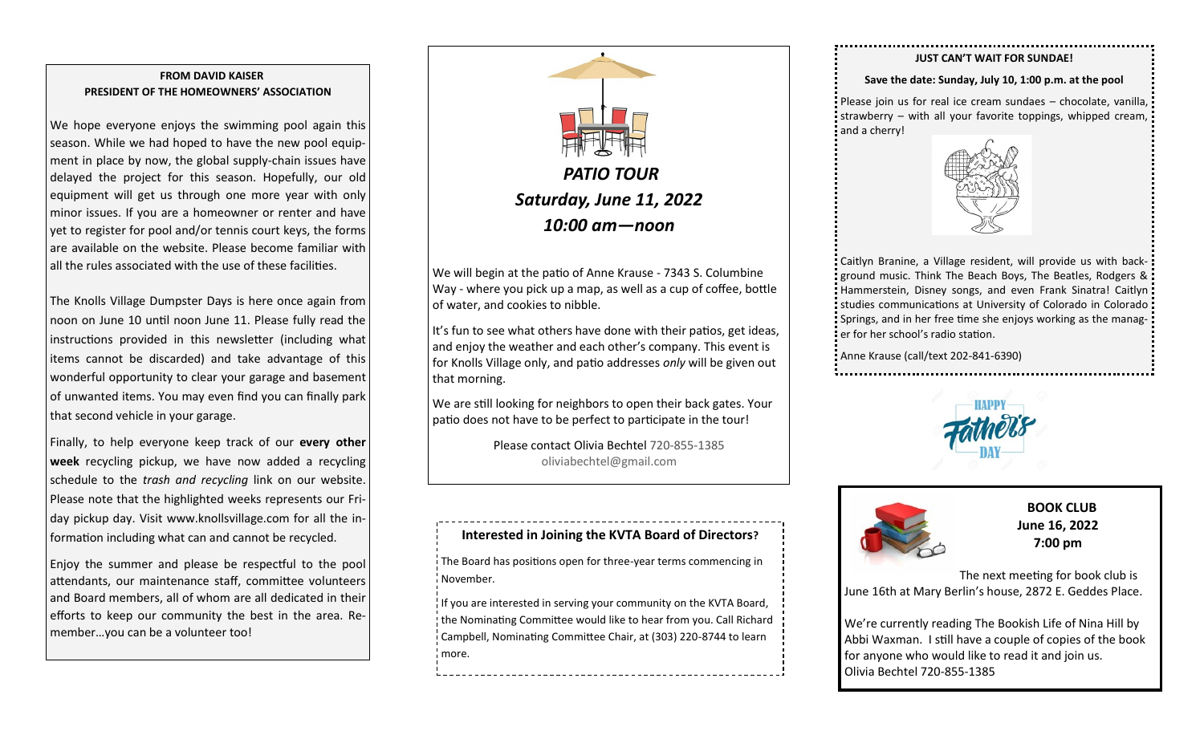**FROM DAVID KAISER**
**PRESIDENT OF THE HOMEOWNERS' ASSOCIATION**

We hope everyone enjoys the swimming pool again this season. While we had hoped to have the new pool equipment in place by now, the global supply-chain issues have delayed the project for this season. Hopefully, our old equipment will get us through one more year with only minor issues. If you are a homeowner or renter and have yet to register for pool and/or tennis court keys, the forms are available on the website. Please become familiar with all the rules associated with the use of these facilities.

The Knolls Village Dumpster Days is here once again from noon on June 10 until noon June 11. Please fully read the instructions provided in this newsletter (including what items cannot be discarded) and take advantage of this wonderful opportunity to clear your garage and basement of unwanted items. You may even find you can finally park that second vehicle in your garage.

Finally, to help everyone keep track of our **every other week** recycling pickup, we have now added a recycling schedule to the *trash and recycling* link on our website. Please note that the highlighted weeks represents our Friday pickup day. Visit www.knollsvillage.com for all the information including what can and cannot be recycled.

Enjoy the summer and please be respectful to the pool attendants, our maintenance staff, committee volunteers and Board members, all of whom are all dedicated in their efforts to keep our community the best in the area. Remember…you can be a volunteer too!

## *PATIO TOUR*
## *Saturday, June 11, 2022*
## *10:00 am—noon*

We will begin at the patio of Anne Krause - 7343 S. Columbine Way - where you pick up a map, as well as a cup of coffee, bottle of water, and cookies to nibble.

It's fun to see what others have done with their patios, get ideas, and enjoy the weather and each other's company. This event is for Knolls Village only, and patio addresses *only* will be given out that morning.

We are still looking for neighbors to open their back gates. Your patio does not have to be perfect to participate in the tour!

Please contact Olivia Bechtel 720-855-1385
oliviabechtel@gmail.com

### Interested in Joining the KVTA Board of Directors?

The Board has positions open for three-year terms commencing in November.

If you are interested in serving your community on the KVTA Board, the Nominating Committee would like to hear from you. Call Richard Campbell, Nominating Committee Chair, at (303) 220-8744 to learn more.

**JUST CAN'T WAIT FOR SUNDAE!**

**Save the date: Sunday, July 10, 1:00 p.m. at the pool**

Please join us for real ice cream sundaes – chocolate, vanilla, strawberry – with all your favorite toppings, whipped cream, and a cherry!

Caitlyn Branine, a Village resident, will provide us with background music. Think The Beach Boys, The Beatles, Rodgers & Hammerstein, Disney songs, and even Frank Sinatra! Caitlyn studies communications at University of Colorado in Colorado Springs, and in her free time she enjoys working as the manager for her school's radio station.

Anne Krause (call/text 202-841-6390)

HAPPY Father's DAY

**BOOK CLUB**
**June 16, 2022**
**7:00 pm**

The next meeting for book club is June 16th at Mary Berlin's house, 2872 E. Geddes Place.

We're currently reading The Bookish Life of Nina Hill by Abbi Waxman. I still have a couple of copies of the book for anyone who would like to read it and join us.
Olivia Bechtel 720-855-1385